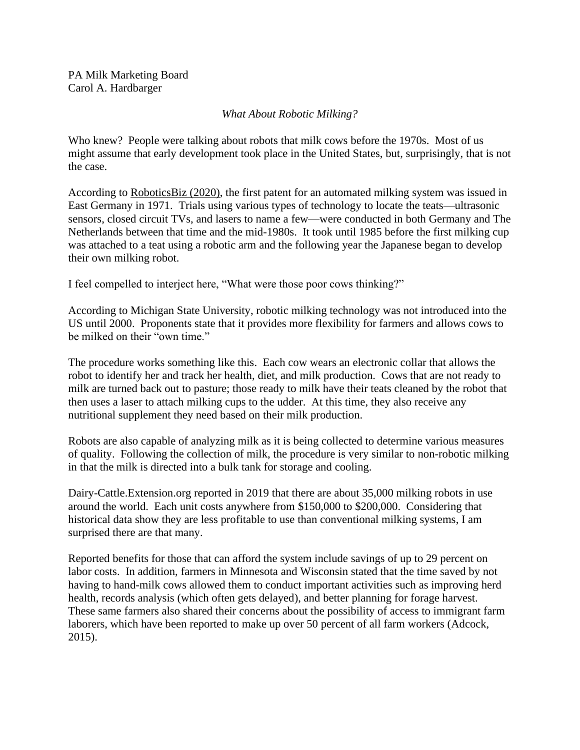PA Milk Marketing Board
Carol A. Hardbarger

*What About Robotic Milking?*

Who knew? People were talking about robots that milk cows before the 1970s. Most of us might assume that early development took place in the United States, but, surprisingly, that is not the case.

According to RoboticsBiz (2020), the first patent for an automated milking system was issued in East Germany in 1971. Trials using various types of technology to locate the teats—ultrasonic sensors, closed circuit TVs, and lasers to name a few—were conducted in both Germany and The Netherlands between that time and the mid-1980s. It took until 1985 before the first milking cup was attached to a teat using a robotic arm and the following year the Japanese began to develop their own milking robot.

I feel compelled to interject here, "What were those poor cows thinking?"

According to Michigan State University, robotic milking technology was not introduced into the US until 2000. Proponents state that it provides more flexibility for farmers and allows cows to be milked on their "own time."

The procedure works something like this. Each cow wears an electronic collar that allows the robot to identify her and track her health, diet, and milk production. Cows that are not ready to milk are turned back out to pasture; those ready to milk have their teats cleaned by the robot that then uses a laser to attach milking cups to the udder. At this time, they also receive any nutritional supplement they need based on their milk production.

Robots are also capable of analyzing milk as it is being collected to determine various measures of quality. Following the collection of milk, the procedure is very similar to non-robotic milking in that the milk is directed into a bulk tank for storage and cooling.

Dairy-Cattle.Extension.org reported in 2019 that there are about 35,000 milking robots in use around the world. Each unit costs anywhere from $150,000 to $200,000. Considering that historical data show they are less profitable to use than conventional milking systems, I am surprised there are that many.

Reported benefits for those that can afford the system include savings of up to 29 percent on labor costs. In addition, farmers in Minnesota and Wisconsin stated that the time saved by not having to hand-milk cows allowed them to conduct important activities such as improving herd health, records analysis (which often gets delayed), and better planning for forage harvest. These same farmers also shared their concerns about the possibility of access to immigrant farm laborers, which have been reported to make up over 50 percent of all farm workers (Adcock, 2015).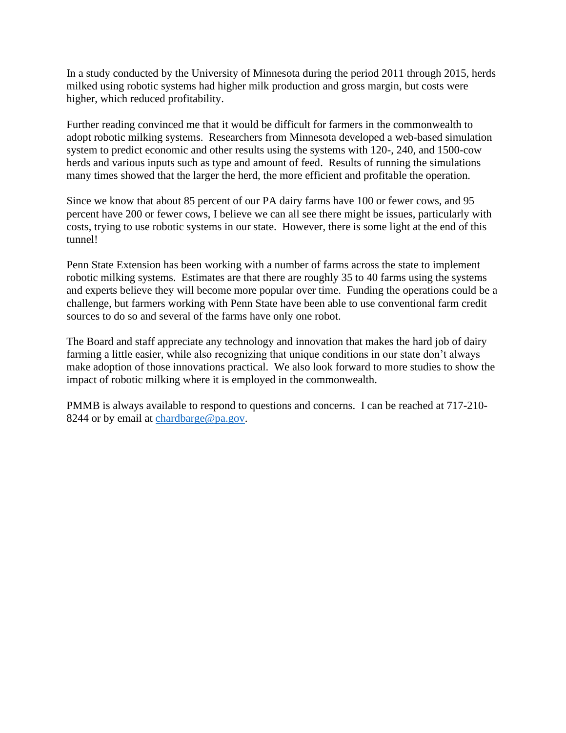In a study conducted by the University of Minnesota during the period 2011 through 2015, herds milked using robotic systems had higher milk production and gross margin, but costs were higher, which reduced profitability.

Further reading convinced me that it would be difficult for farmers in the commonwealth to adopt robotic milking systems. Researchers from Minnesota developed a web-based simulation system to predict economic and other results using the systems with 120-, 240, and 1500-cow herds and various inputs such as type and amount of feed. Results of running the simulations many times showed that the larger the herd, the more efficient and profitable the operation.

Since we know that about 85 percent of our PA dairy farms have 100 or fewer cows, and 95 percent have 200 or fewer cows, I believe we can all see there might be issues, particularly with costs, trying to use robotic systems in our state. However, there is some light at the end of this tunnel!

Penn State Extension has been working with a number of farms across the state to implement robotic milking systems. Estimates are that there are roughly 35 to 40 farms using the systems and experts believe they will become more popular over time. Funding the operations could be a challenge, but farmers working with Penn State have been able to use conventional farm credit sources to do so and several of the farms have only one robot.

The Board and staff appreciate any technology and innovation that makes the hard job of dairy farming a little easier, while also recognizing that unique conditions in our state don't always make adoption of those innovations practical. We also look forward to more studies to show the impact of robotic milking where it is employed in the commonwealth.

PMMB is always available to respond to questions and concerns. I can be reached at 717-210-8244 or by email at chardbarge@pa.gov.